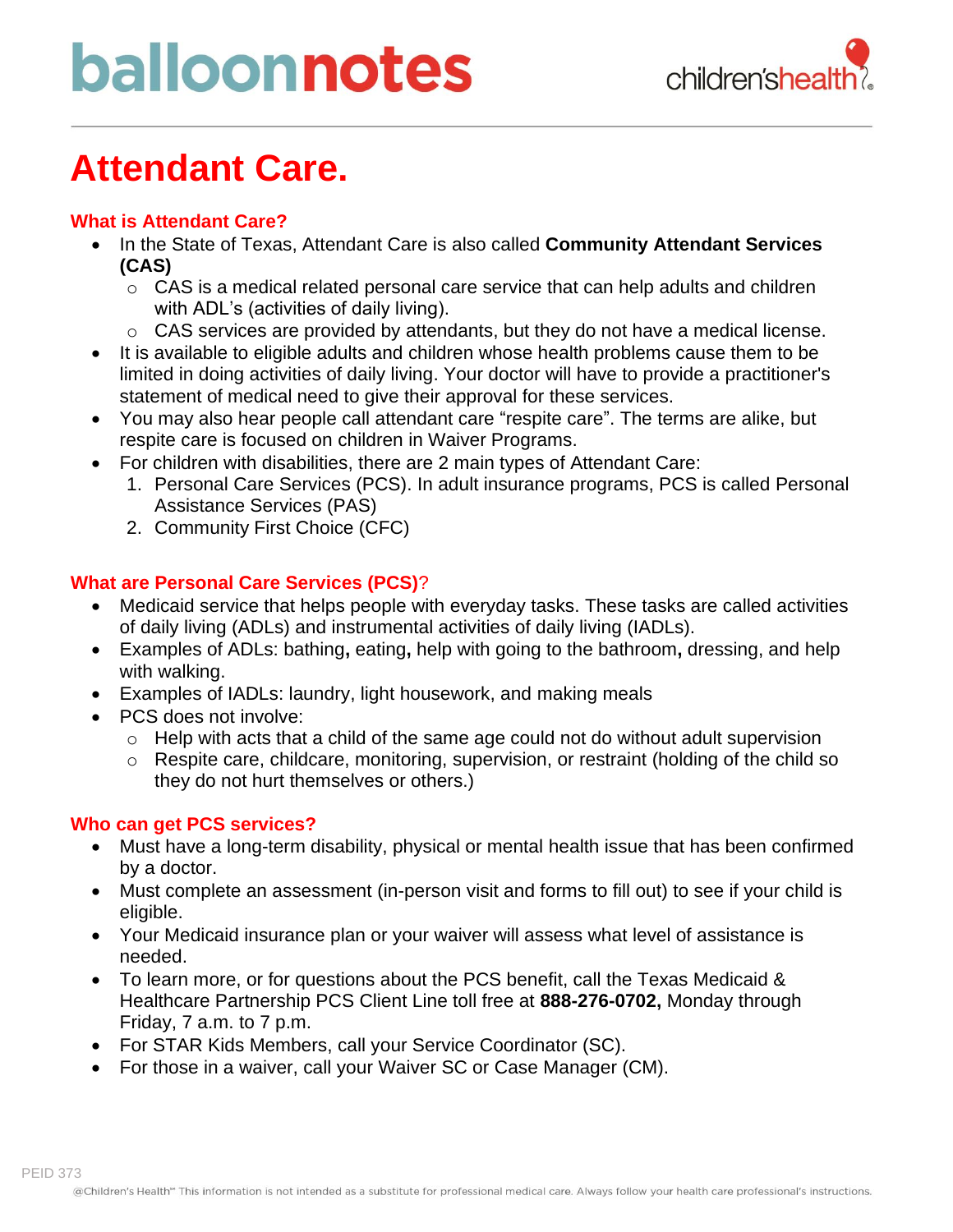# Attendant Care.

## What is Attendant Care?

- In the State of Texas, Attendant Care is also called **Community Attendant Services (CAS)**
  - CAS is a medical related personal care service that can help adults and children with ADL's (activities of daily living).
  - CAS services are provided by attendants, but they do not have a medical license.
- It is available to eligible adults and children whose health problems cause them to be limited in doing activities of daily living. Your doctor will have to provide a practitioner's statement of medical need to give their approval for these services.
- You may also hear people call attendant care "respite care". The terms are alike, but respite care is focused on children in Waiver Programs.
- For children with disabilities, there are 2 main types of Attendant Care:
  1. Personal Care Services (PCS). In adult insurance programs, PCS is called Personal Assistance Services (PAS)
  2. Community First Choice (CFC)

## What are Personal Care Services (PCS)?

- Medicaid service that helps people with everyday tasks. These tasks are called activities of daily living (ADLs) and instrumental activities of daily living (IADLs).
- Examples of ADLs: bathing**,** eating**,** help with going to the bathroom**,** dressing, and help with walking.
- Examples of IADLs: laundry, light housework, and making meals
- PCS does not involve:
  - Help with acts that a child of the same age could not do without adult supervision
  - Respite care, childcare, monitoring, supervision, or restraint (holding of the child so they do not hurt themselves or others.)

## Who can get PCS services?

- Must have a long-term disability, physical or mental health issue that has been confirmed by a doctor.
- Must complete an assessment (in-person visit and forms to fill out) to see if your child is eligible.
- Your Medicaid insurance plan or your waiver will assess what level of assistance is needed.
- To learn more, or for questions about the PCS benefit, call the Texas Medicaid & Healthcare Partnership PCS Client Line toll free at **888-276-0702,** Monday through Friday, 7 a.m. to 7 p.m.
- For STAR Kids Members, call your Service Coordinator (SC).
- For those in a waiver, call your Waiver SC or Case Manager (CM).

PEID 373

@Children's Health℠ This information is not intended as a substitute for professional medical care. Always follow your health care professional's instructions.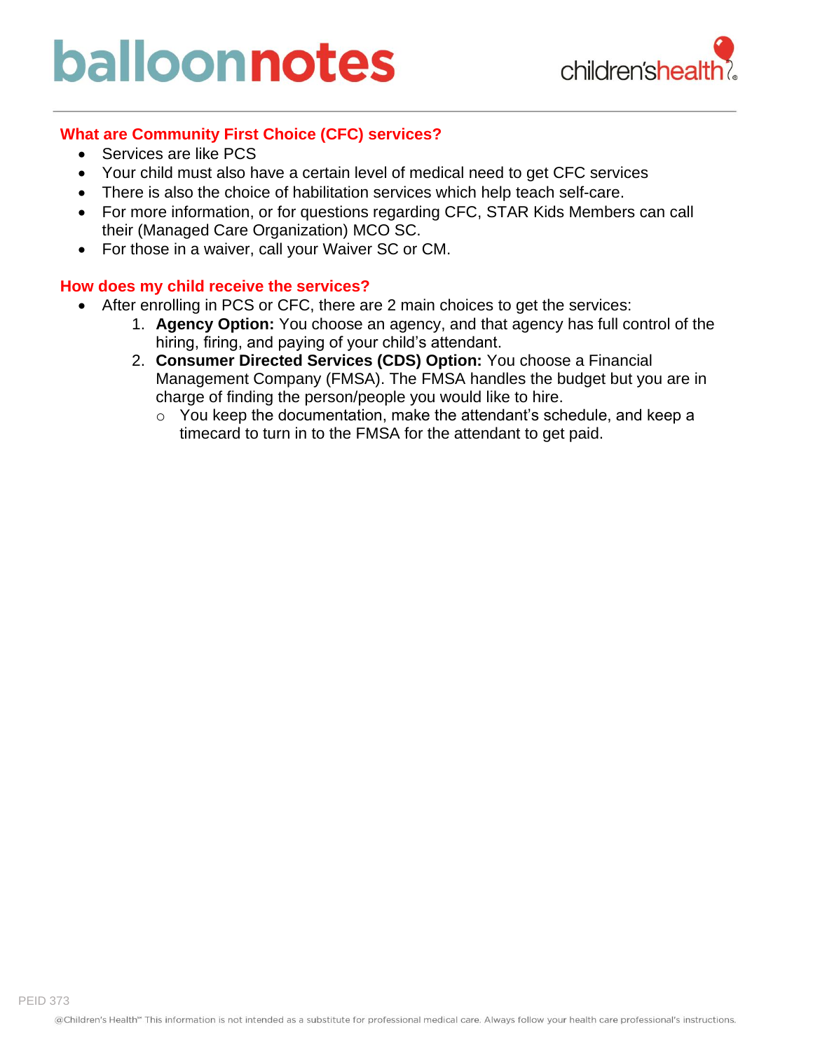## What are Community First Choice (CFC) services?

- Services are like PCS
- Your child must also have a certain level of medical need to get CFC services
- There is also the choice of habilitation services which help teach self-care.
- For more information, or for questions regarding CFC, STAR Kids Members can call their (Managed Care Organization) MCO SC.
- For those in a waiver, call your Waiver SC or CM.

## How does my child receive the services?

- After enrolling in PCS or CFC, there are 2 main choices to get the services:
  1. **Agency Option:** You choose an agency, and that agency has full control of the hiring, firing, and paying of your child's attendant.
  2. **Consumer Directed Services (CDS) Option:** You choose a Financial Management Company (FMSA). The FMSA handles the budget but you are in charge of finding the person/people you would like to hire.
     - You keep the documentation, make the attendant's schedule, and keep a timecard to turn in to the FMSA for the attendant to get paid.

PEID 373

@Children's Health℠ This information is not intended as a substitute for professional medical care. Always follow your health care professional's instructions.